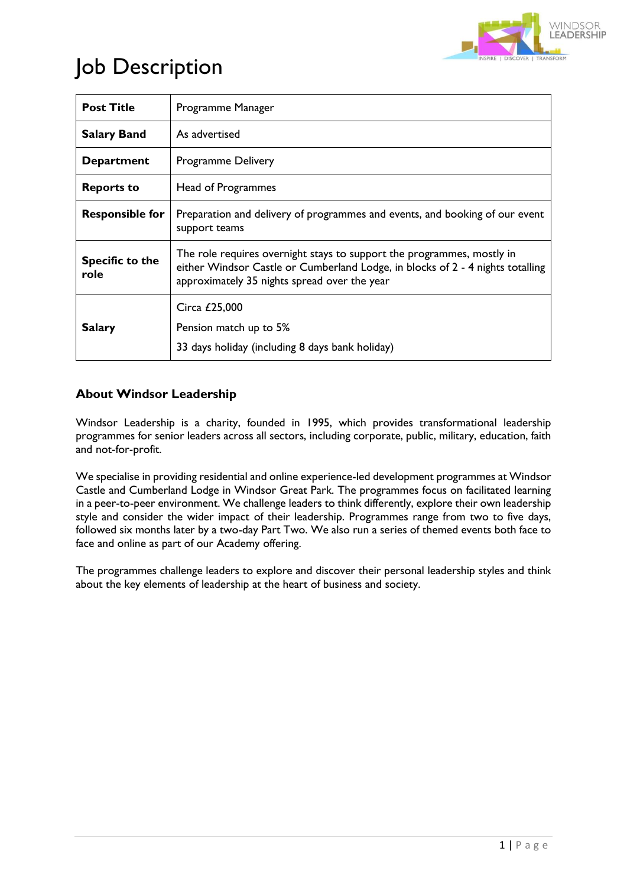# Job Description

| **Post Title** | Programme Manager |
|---|---|
| **Salary Band** | As advertised |
| **Department** | Programme Delivery |
| **Reports to** | Head of Programmes |
| **Responsible for** | Preparation and delivery of programmes and events, and booking of our event support teams |
| **Specific to the role** | The role requires overnight stays to support the programmes, mostly in either Windsor Castle or Cumberland Lodge, in blocks of 2 - 4 nights totalling approximately 35 nights spread over the year |
| **Salary** | Circa £25,000<br>Pension match up to 5%<br>33 days holiday (including 8 days bank holiday) |

### About Windsor Leadership

Windsor Leadership is a charity, founded in 1995, which provides transformational leadership programmes for senior leaders across all sectors, including corporate, public, military, education, faith and not-for-profit.

We specialise in providing residential and online experience-led development programmes at Windsor Castle and Cumberland Lodge in Windsor Great Park. The programmes focus on facilitated learning in a peer-to-peer environment. We challenge leaders to think differently, explore their own leadership style and consider the wider impact of their leadership. Programmes range from two to five days, followed six months later by a two-day Part Two. We also run a series of themed events both face to face and online as part of our Academy offering.

The programmes challenge leaders to explore and discover their personal leadership styles and think about the key elements of leadership at the heart of business and society.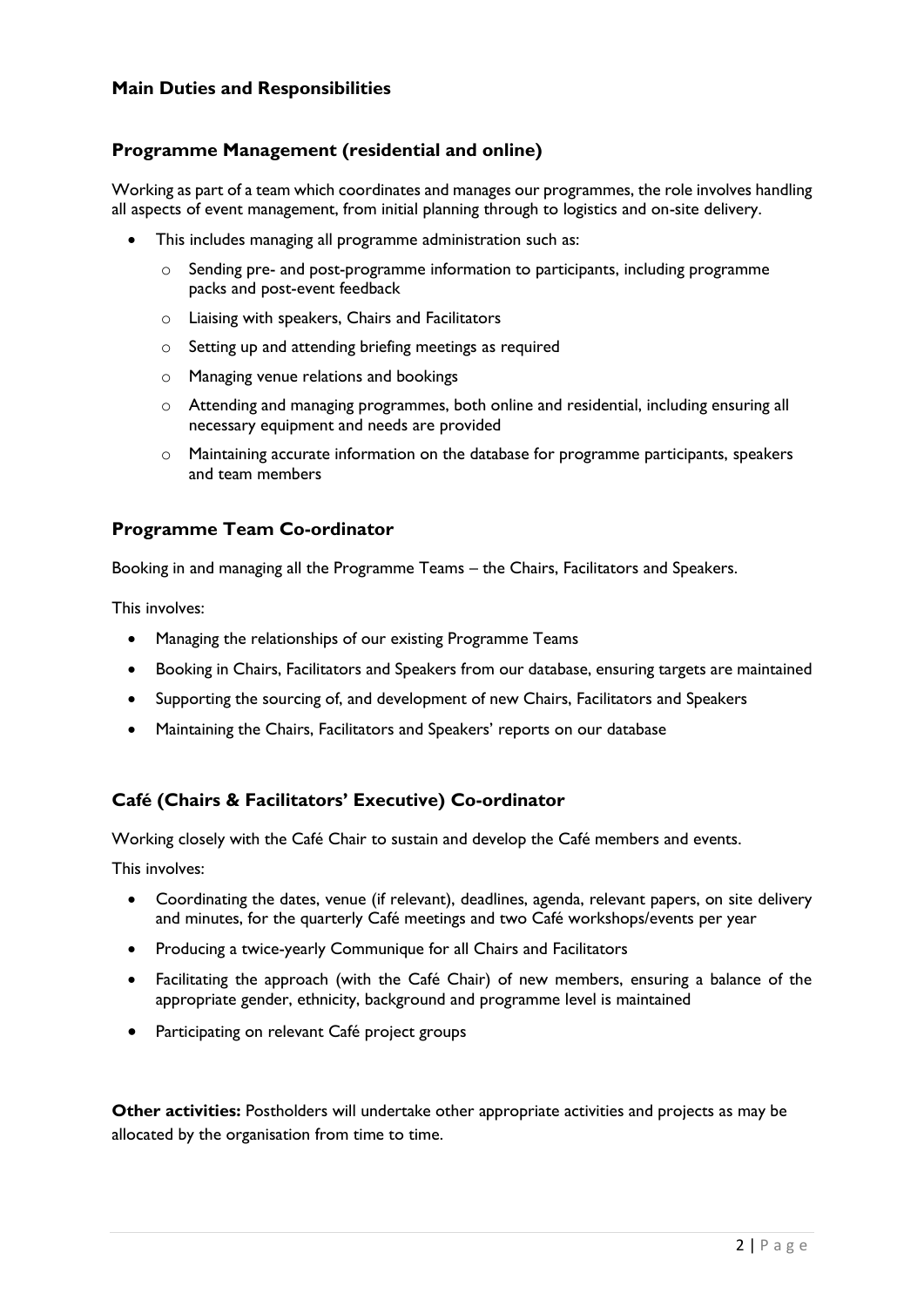## Main Duties and Responsibilities

### Programme Management (residential and online)

Working as part of a team which coordinates and manages our programmes, the role involves handling all aspects of event management, from initial planning through to logistics and on-site delivery.

- This includes managing all programme administration such as:
  - Sending pre- and post-programme information to participants, including programme packs and post-event feedback
  - Liaising with speakers, Chairs and Facilitators
  - Setting up and attending briefing meetings as required
  - Managing venue relations and bookings
  - Attending and managing programmes, both online and residential, including ensuring all necessary equipment and needs are provided
  - Maintaining accurate information on the database for programme participants, speakers and team members

### Programme Team Co-ordinator

Booking in and managing all the Programme Teams – the Chairs, Facilitators and Speakers.

This involves:

- Managing the relationships of our existing Programme Teams
- Booking in Chairs, Facilitators and Speakers from our database, ensuring targets are maintained
- Supporting the sourcing of, and development of new Chairs, Facilitators and Speakers
- Maintaining the Chairs, Facilitators and Speakers' reports on our database

### Café (Chairs & Facilitators' Executive) Co-ordinator

Working closely with the Café Chair to sustain and develop the Café members and events.

This involves:

- Coordinating the dates, venue (if relevant), deadlines, agenda, relevant papers, on site delivery and minutes, for the quarterly Café meetings and two Café workshops/events per year
- Producing a twice-yearly Communique for all Chairs and Facilitators
- Facilitating the approach (with the Café Chair) of new members, ensuring a balance of the appropriate gender, ethnicity, background and programme level is maintained
- Participating on relevant Café project groups

**Other activities:** Postholders will undertake other appropriate activities and projects as may be allocated by the organisation from time to time.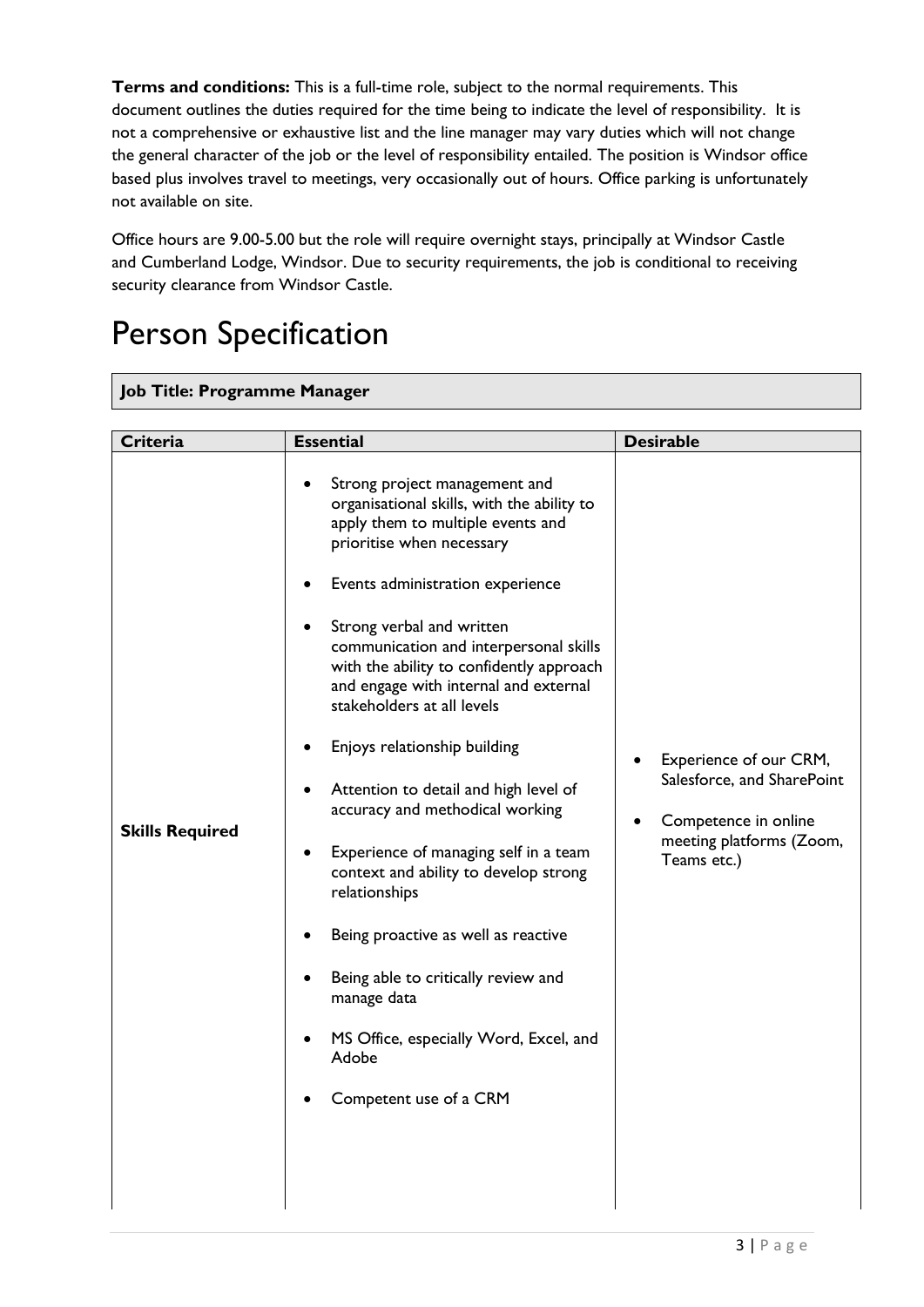**Terms and conditions:** This is a full-time role, subject to the normal requirements. This document outlines the duties required for the time being to indicate the level of responsibility. It is not a comprehensive or exhaustive list and the line manager may vary duties which will not change the general character of the job or the level of responsibility entailed. The position is Windsor office based plus involves travel to meetings, very occasionally out of hours. Office parking is unfortunately not available on site.

Office hours are 9.00-5.00 but the role will require overnight stays, principally at Windsor Castle and Cumberland Lodge, Windsor. Due to security requirements, the job is conditional to receiving security clearance from Windsor Castle.

# Person Specification

**Job Title: Programme Manager**

| Criteria | Essential | Desirable |
|---|---|---|
| **Skills Required** | • Strong project management and organisational skills, with the ability to apply them to multiple events and prioritise when necessary<br>• Events administration experience<br>• Strong verbal and written communication and interpersonal skills with the ability to confidently approach and engage with internal and external stakeholders at all levels<br>• Enjoys relationship building<br>• Attention to detail and high level of accuracy and methodical working<br>• Experience of managing self in a team context and ability to develop strong relationships<br>• Being proactive as well as reactive<br>• Being able to critically review and manage data<br>• MS Office, especially Word, Excel, and Adobe<br>• Competent use of a CRM | • Experience of our CRM, Salesforce, and SharePoint<br>• Competence in online meeting platforms (Zoom, Teams etc.) |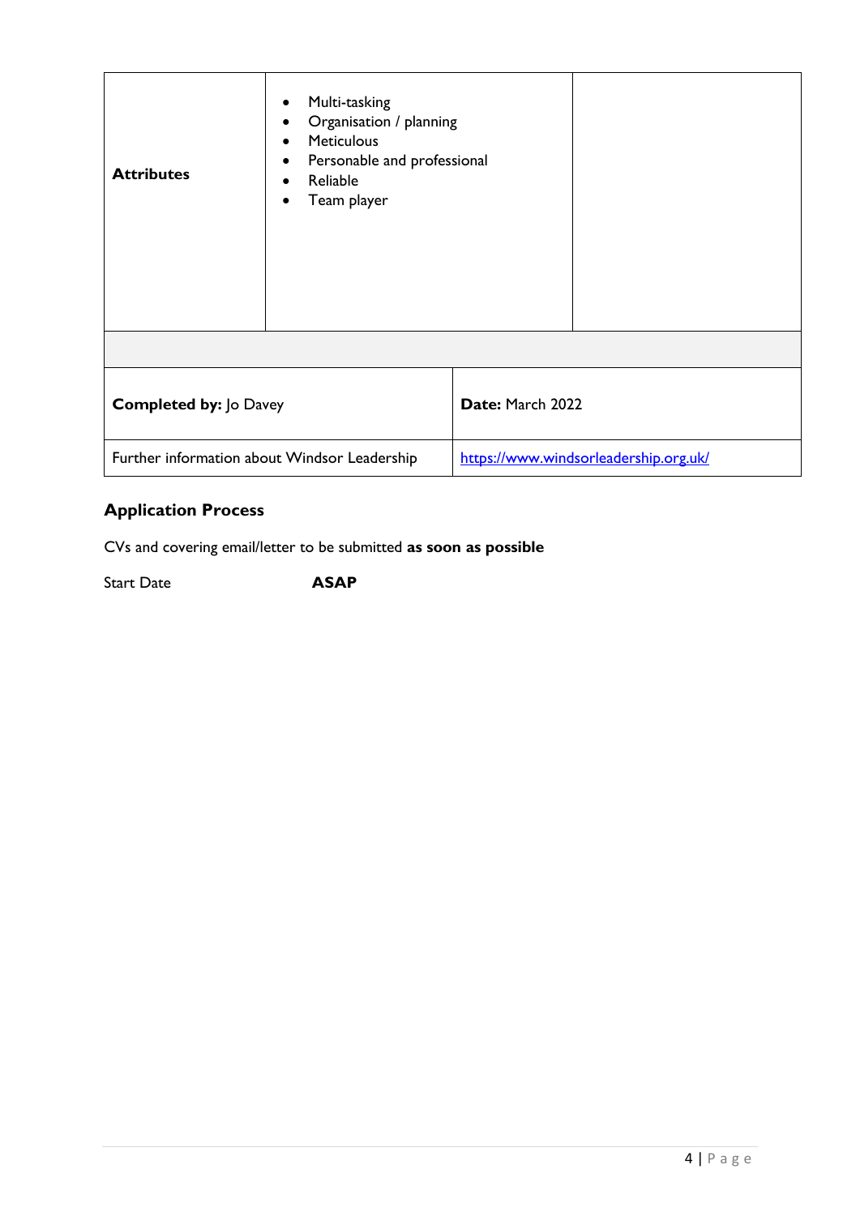| | | |
|---|---|---|
| **Attributes** | • Multi-tasking<br>• Organisation / planning<br>• Meticulous<br>• Personable and professional<br>• Reliable<br>• Team player | |
| | | |
| **Completed by:** Jo Davey | **Date:** March 2022 | |
| Further information about Windsor Leadership | https://www.windsorleadership.org.uk/ | |

## Application Process

CVs and covering email/letter to be submitted **as soon as possible**

Start Date **ASAP**